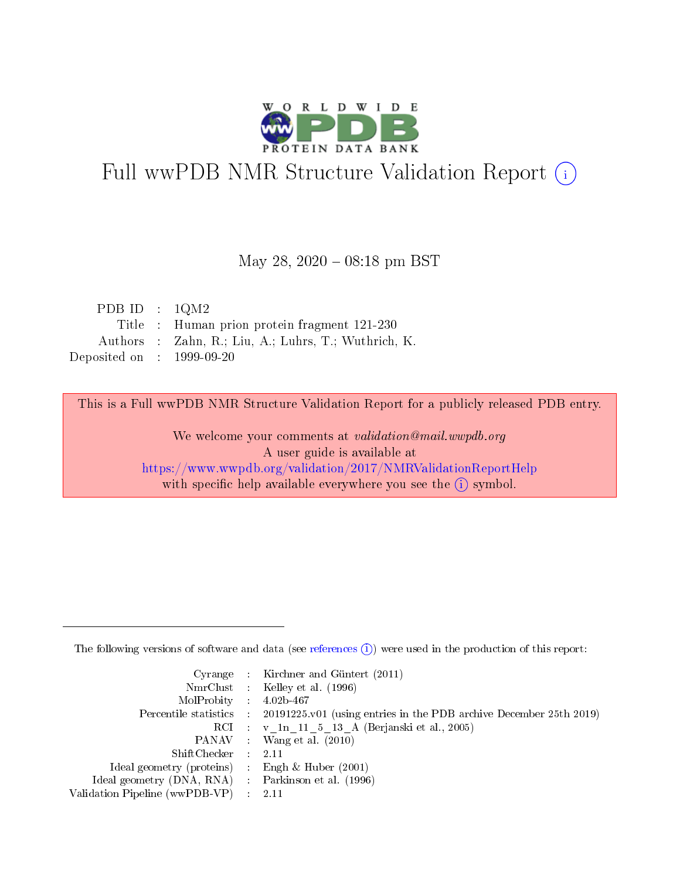# Full wwPDB NMR Structure Validation Report (i)

May 28, 2020 – 08:18 pm BST

| | | |
|---|---|---|
| PDB ID | : | 1QM2 |
| Title | : | Human prion protein fragment 121-230 |
| Authors | : | Zahn, R.; Liu, A.; Luhrs, T.; Wuthrich, K. |
| Deposited on | : | 1999-09-20 |

This is a Full wwPDB NMR Structure Validation Report for a publicly released PDB entry.

We welcome your comments at *validation@mail.wwpdb.org*
A user guide is available at
https://www.wwpdb.org/validation/2017/NMRValidationReportHelp
with specific help available everywhere you see the (i) symbol.

The following versions of software and data (see references (i)) were used in the production of this report:

| | | |
|---|---|---|
| Cyrange | : | Kirchner and Güntert (2011) |
| NmrClust | : | Kelley et al. (1996) |
| MolProbity | : | 4.02b-467 |
| Percentile statistics | : | 20191225.v01 (using entries in the PDB archive December 25th 2019) |
| RCI | : | v_1n_11_5_13_A (Berjanski et al., 2005) |
| PANAV | : | Wang et al. (2010) |
| ShiftChecker | : | 2.11 |
| Ideal geometry (proteins) | : | Engh & Huber (2001) |
| Ideal geometry (DNA, RNA) | : | Parkinson et al. (1996) |
| Validation Pipeline (wwPDB-VP) | : | 2.11 |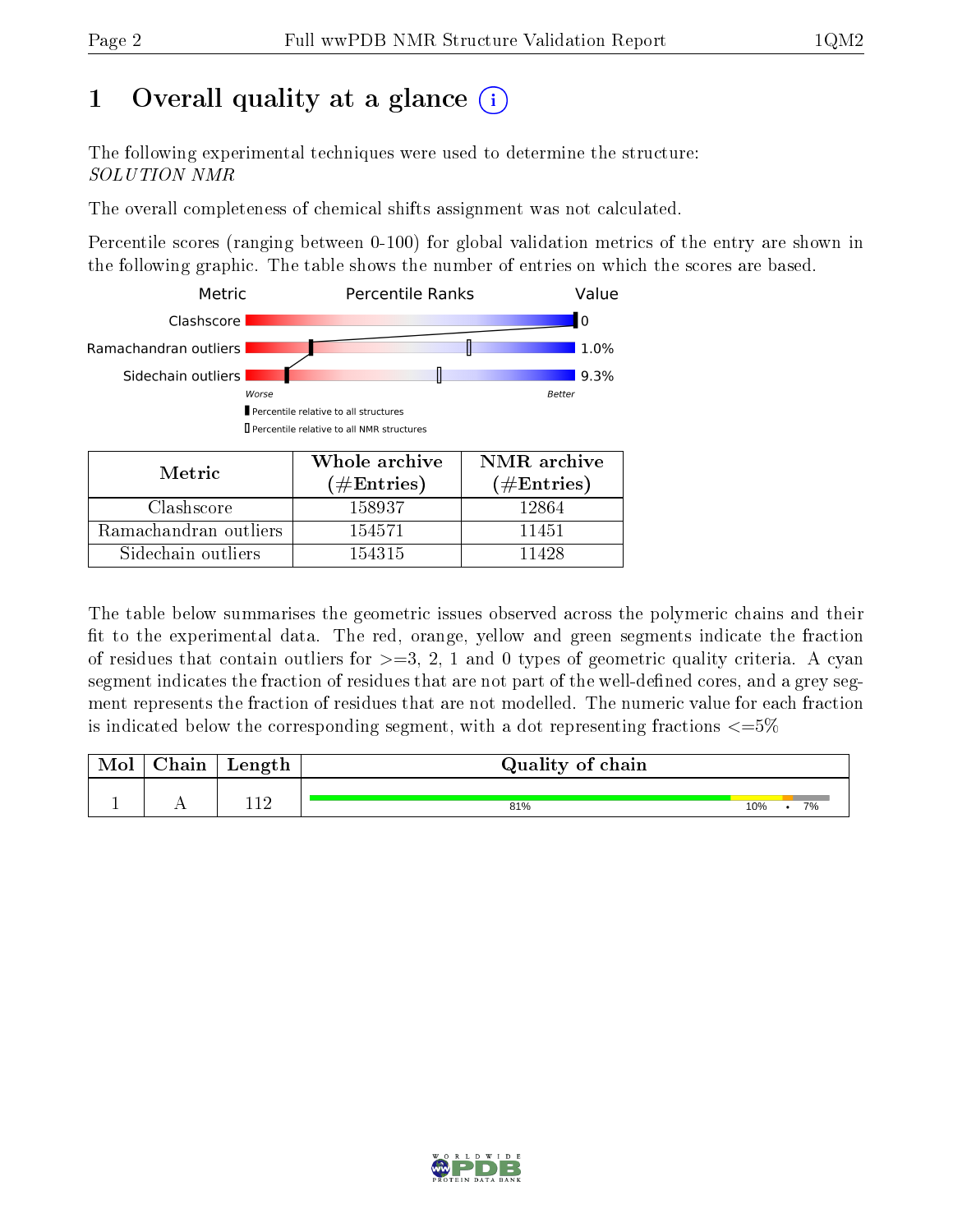# 1 Overall quality at a glance (i)

The following experimental techniques were used to determine the structure:
*SOLUTION NMR*

The overall completeness of chemical shifts assignment was not calculated.

Percentile scores (ranging between 0-100) for global validation metrics of the entry are shown in the following graphic. The table shows the number of entries on which the scores are based.

| Metric | Percentile Ranks | Value |
|---|---|---|
| Clashscore | | 0 |
| Ramachandran outliers | | 1.0% |
| Sidechain outliers | | 9.3% |

Worse — Better

▮ Percentile relative to all structures
▯ Percentile relative to all NMR structures

| Metric | Whole archive (#Entries) | NMR archive (#Entries) |
|---|---|---|
| Clashscore | 158937 | 12864 |
| Ramachandran outliers | 154571 | 11451 |
| Sidechain outliers | 154315 | 11428 |

The table below summarises the geometric issues observed across the polymeric chains and their fit to the experimental data. The red, orange, yellow and green segments indicate the fraction of residues that contain outliers for >=3, 2, 1 and 0 types of geometric quality criteria. A cyan segment indicates the fraction of residues that are not part of the well-defined cores, and a grey segment represents the fraction of residues that are not modelled. The numeric value for each fraction is indicated below the corresponding segment, with a dot representing fractions <=5%

| Mol | Chain | Length | Quality of chain |
|---|---|---|---|
| 1 | A | 112 | 81% · 10% · • · 7% |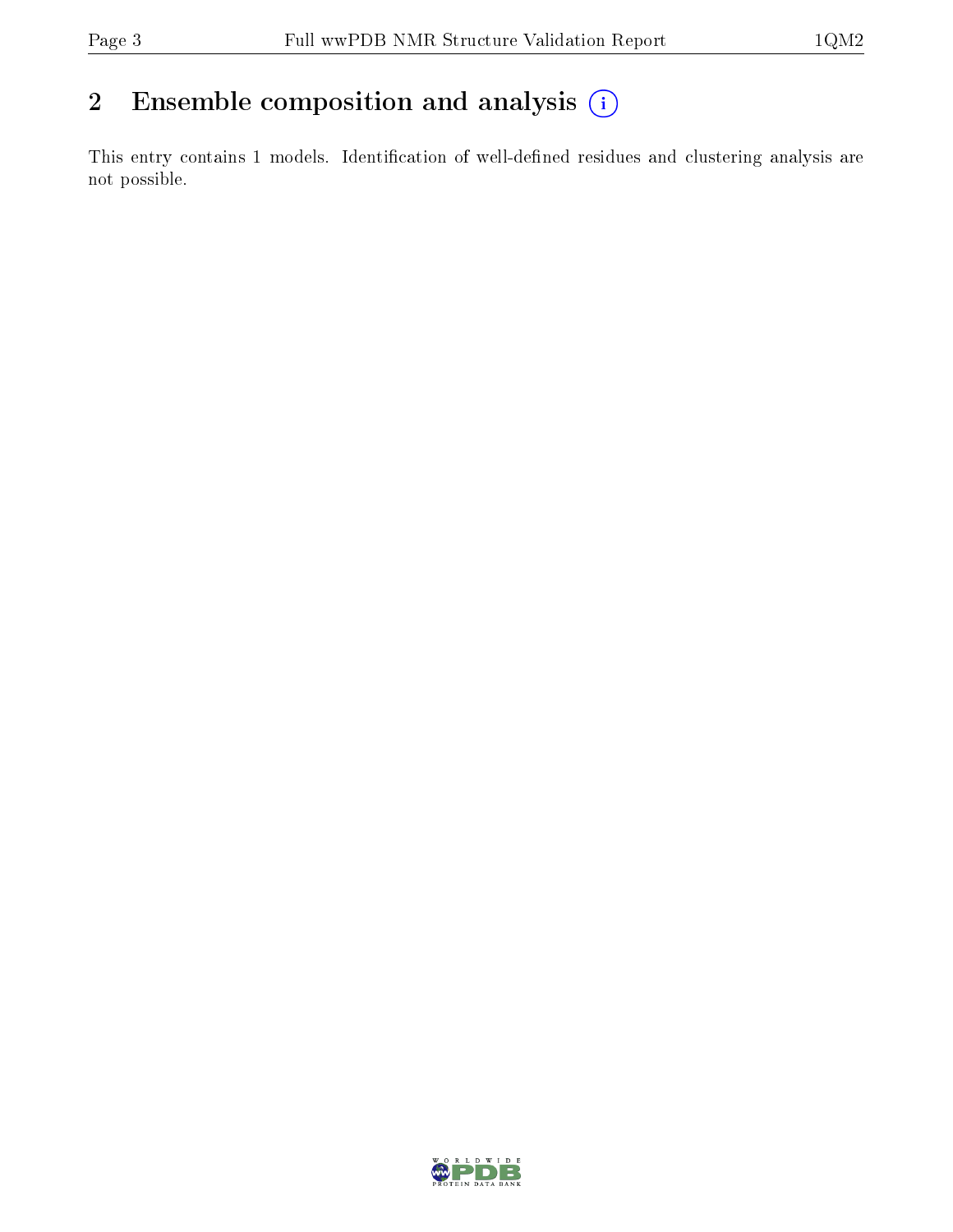## 2 Ensemble composition and analysis (i)

This entry contains 1 models. Identification of well-defined residues and clustering analysis are not possible.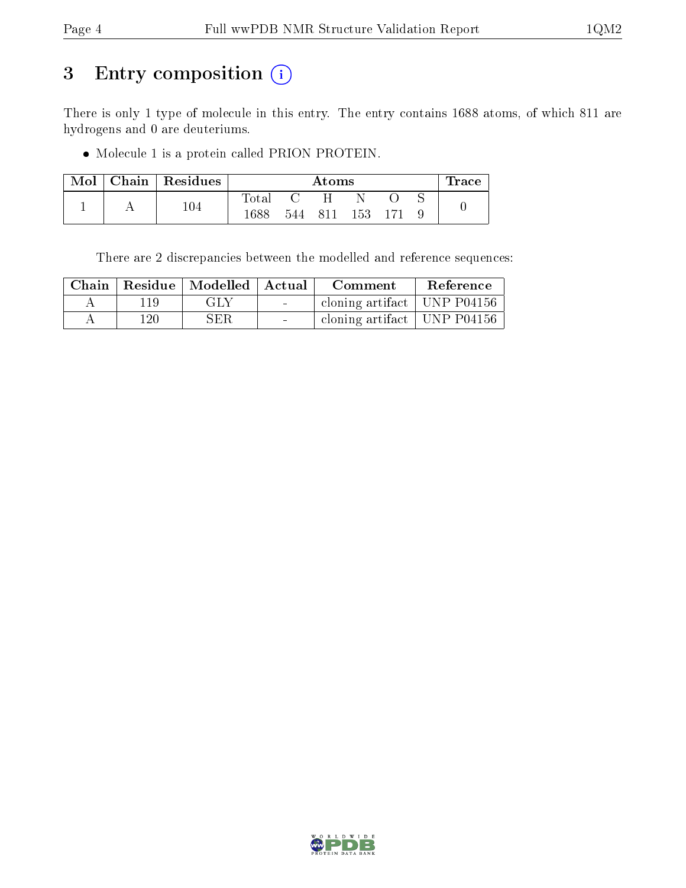# 3 Entry composition

There is only 1 type of molecule in this entry. The entry contains 1688 atoms, of which 811 are hydrogens and 0 are deuteriums.

- Molecule 1 is a protein called PRION PROTEIN.

| Mol | Chain | Residues | Atoms | | | | | | Trace |
|---|---|---|---|---|---|---|---|---|---|
| | | | Total | C | H | N | O | S | |
| 1 | A | 104 | 1688 | 544 | 811 | 153 | 171 | 9 | 0 |

There are 2 discrepancies between the modelled and reference sequences:

| Chain | Residue | Modelled | Actual | Comment | Reference |
|---|---|---|---|---|---|
| A | 119 | GLY | - | cloning artifact | UNP P04156 |
| A | 120 | SER | - | cloning artifact | UNP P04156 |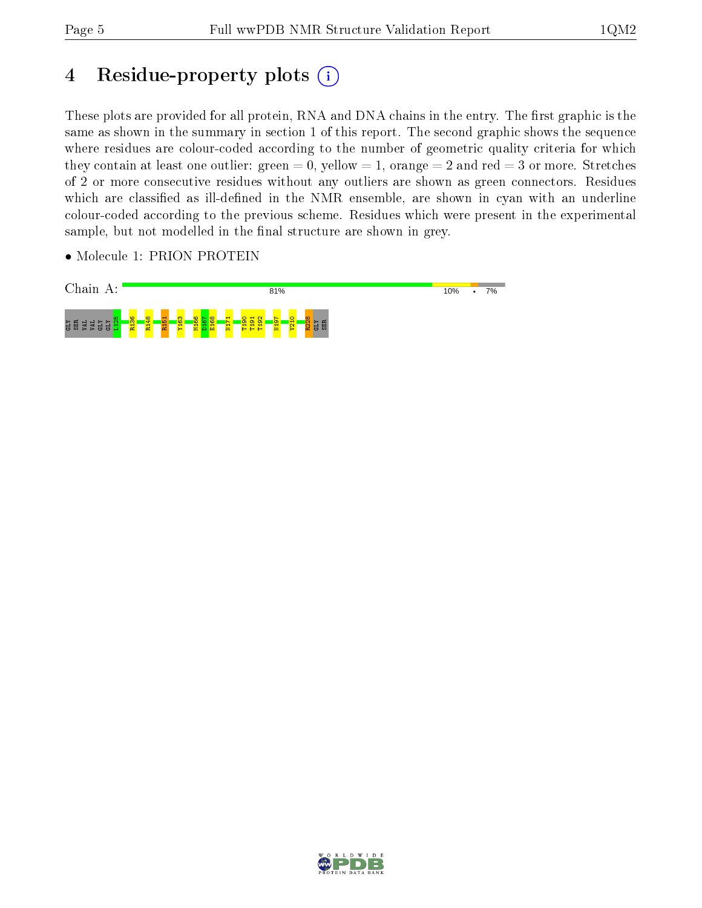# 4 Residue-property plots (i)

These plots are provided for all protein, RNA and DNA chains in the entry. The first graphic is the same as shown in the summary in section 1 of this report. The second graphic shows the sequence where residues are colour-coded according to the number of geometric quality criteria for which they contain at least one outlier: green = 0, yellow = 1, orange = 2 and red = 3 or more. Stretches of 2 or more consecutive residues without any outliers are shown as green connectors. Residues which are classified as ill-defined in the NMR ensemble, are shown in cyan with an underline colour-coded according to the previous scheme. Residues which were present in the experimental sample, but not modelled in the final structure are shown in grey.

- Molecule 1: PRION PROTEIN

Chain A: 81% 10% • 7%

GLY SER VAL VAL GLY GLY L125 R136 R148 R151 Y163 M166 D167 E168 N171 T190 T191 T192 N197 V210 R228 GLY SER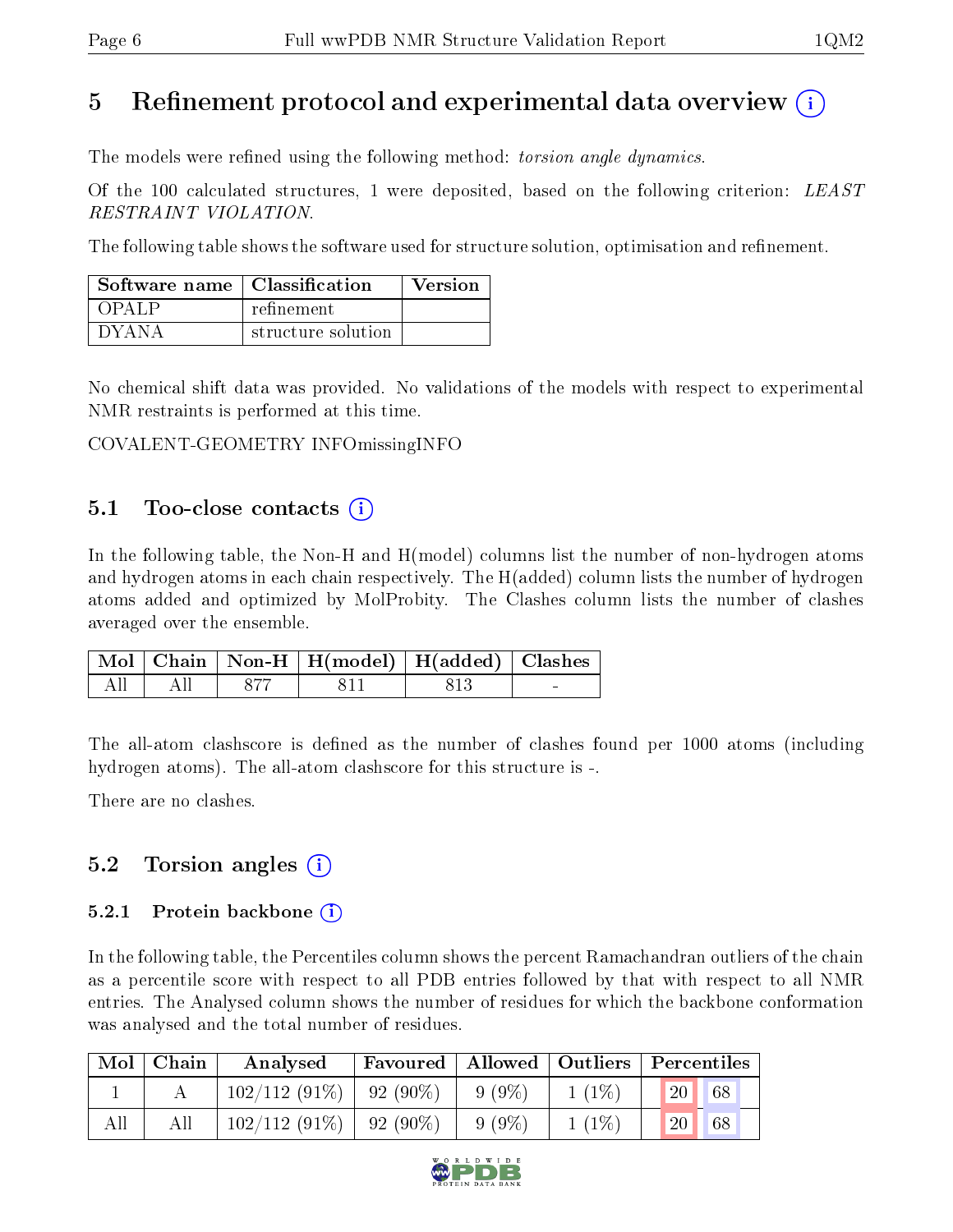# 5 Refinement protocol and experimental data overview (i)

The models were refined using the following method: *torsion angle dynamics*.

Of the 100 calculated structures, 1 were deposited, based on the following criterion: *LEAST RESTRAINT VIOLATION*.

The following table shows the software used for structure solution, optimisation and refinement.

| Software name | Classification | Version |
| --- | --- | --- |
| OPALP | refinement | |
| DYANA | structure solution | |

No chemical shift data was provided. No validations of the models with respect to experimental NMR restraints is performed at this time.

COVALENT-GEOMETRY INFOmissingINFO

## 5.1 Too-close contacts (i)

In the following table, the Non-H and H(model) columns list the number of non-hydrogen atoms and hydrogen atoms in each chain respectively. The H(added) column lists the number of hydrogen atoms added and optimized by MolProbity. The Clashes column lists the number of clashes averaged over the ensemble.

| Mol | Chain | Non-H | H(model) | H(added) | Clashes |
| --- | --- | --- | --- | --- | --- |
| All | All | 877 | 811 | 813 | - |

The all-atom clashscore is defined as the number of clashes found per 1000 atoms (including hydrogen atoms). The all-atom clashscore for this structure is -.

There are no clashes.

## 5.2 Torsion angles (i)

### 5.2.1 Protein backbone (i)

In the following table, the Percentiles column shows the percent Ramachandran outliers of the chain as a percentile score with respect to all PDB entries followed by that with respect to all NMR entries. The Analysed column shows the number of residues for which the backbone conformation was analysed and the total number of residues.

| Mol | Chain | Analysed | Favoured | Allowed | Outliers | Percentiles | |
| --- | --- | --- | --- | --- | --- | --- | --- |
| 1 | A | 102/112 (91%) | 92 (90%) | 9 (9%) | 1 (1%) | 20 | 68 |
| All | All | 102/112 (91%) | 92 (90%) | 9 (9%) | 1 (1%) | 20 | 68 |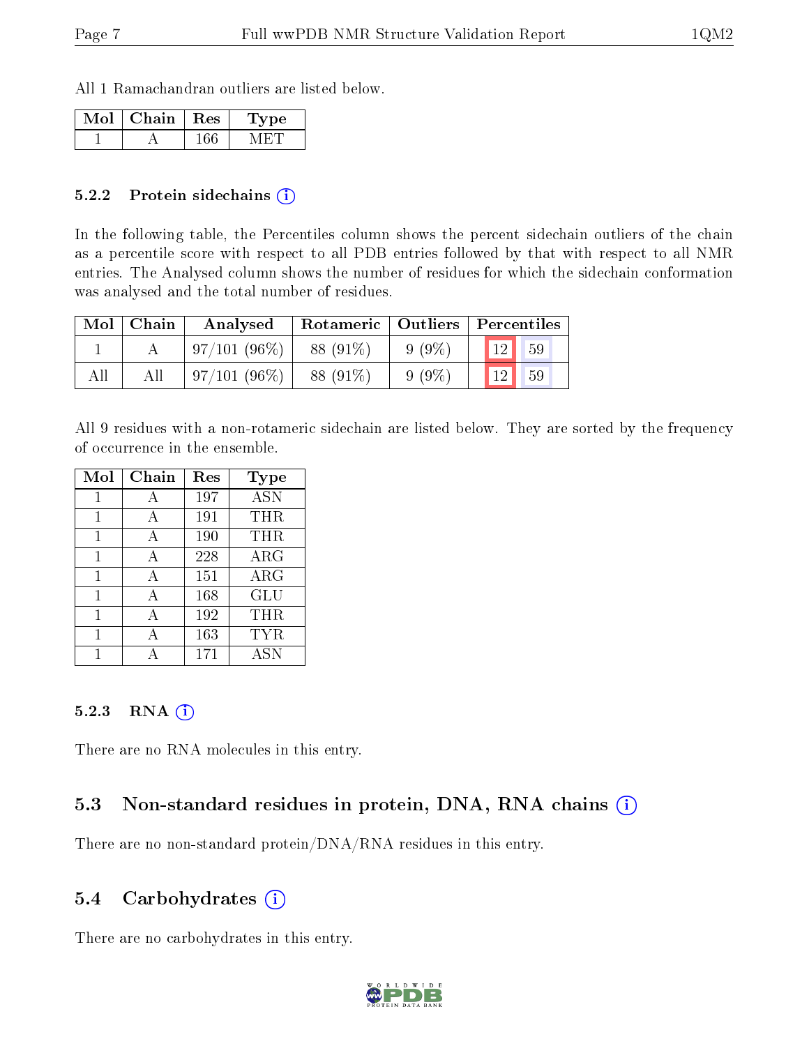All 1 Ramachandran outliers are listed below.

| Mol | Chain | Res | Type |
|---|---|---|---|
| 1 | A | 166 | MET |

### 5.2.2 Protein sidechains (i)

In the following table, the Percentiles column shows the percent sidechain outliers of the chain as a percentile score with respect to all PDB entries followed by that with respect to all NMR entries. The Analysed column shows the number of residues for which the sidechain conformation was analysed and the total number of residues.

| Mol | Chain | Analysed | Rotameric | Outliers | Percentiles | |
|---|---|---|---|---|---|---|
| 1 | A | 97/101 (96%) | 88 (91%) | 9 (9%) | 12 | 59 |
| All | All | 97/101 (96%) | 88 (91%) | 9 (9%) | 12 | 59 |

All 9 residues with a non-rotameric sidechain are listed below. They are sorted by the frequency of occurrence in the ensemble.

| Mol | Chain | Res | Type |
|---|---|---|---|
| 1 | A | 197 | ASN |
| 1 | A | 191 | THR |
| 1 | A | 190 | THR |
| 1 | A | 228 | ARG |
| 1 | A | 151 | ARG |
| 1 | A | 168 | GLU |
| 1 | A | 192 | THR |
| 1 | A | 163 | TYR |
| 1 | A | 171 | ASN |

### 5.2.3 RNA (i)

There are no RNA molecules in this entry.

## 5.3 Non-standard residues in protein, DNA, RNA chains (i)

There are no non-standard protein/DNA/RNA residues in this entry.

## 5.4 Carbohydrates (i)

There are no carbohydrates in this entry.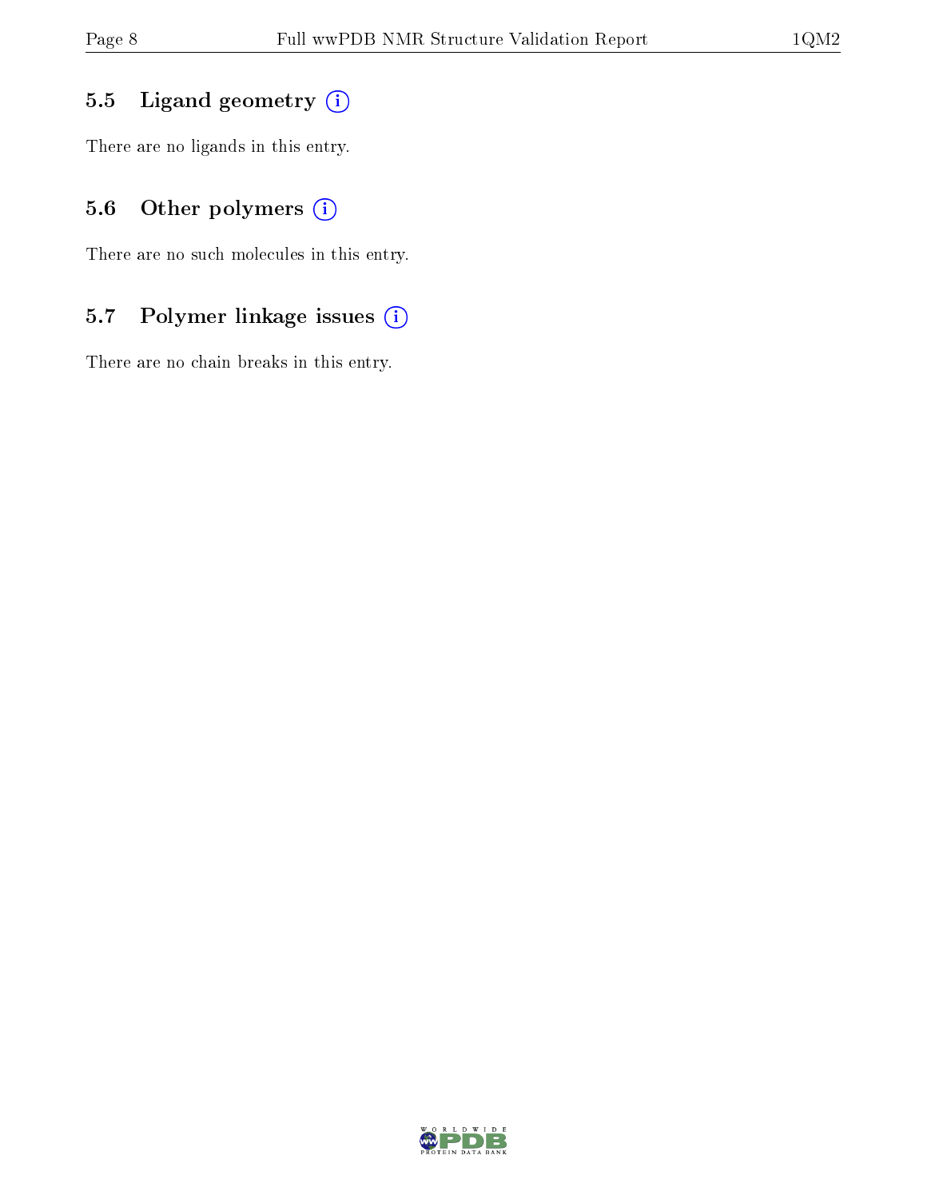### 5.5 Ligand geometry

There are no ligands in this entry.

### 5.6 Other polymers

There are no such molecules in this entry.

### 5.7 Polymer linkage issues

There are no chain breaks in this entry.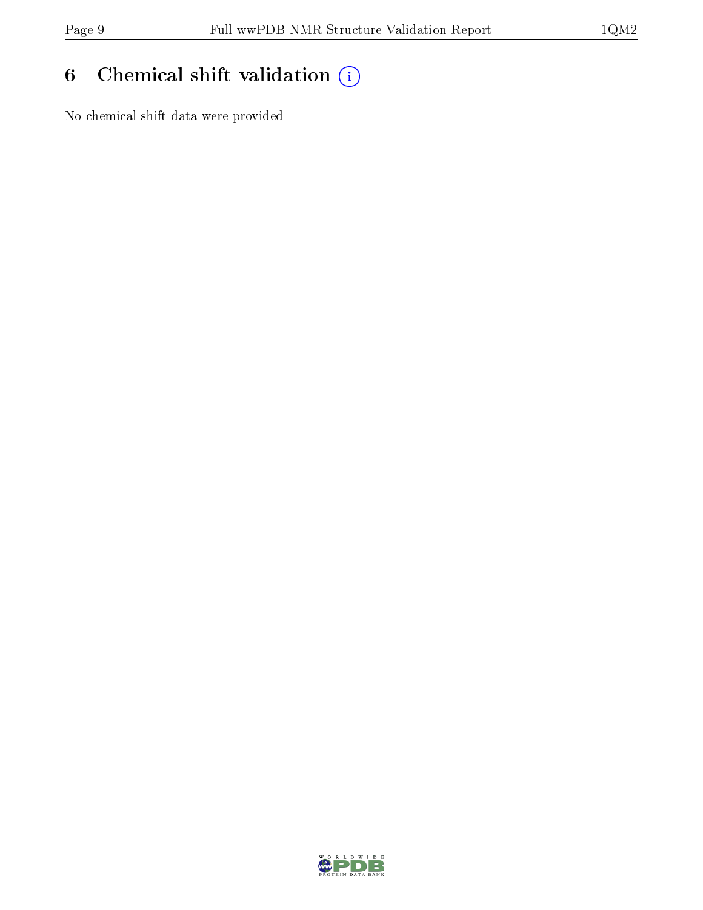# 6 Chemical shift validation

No chemical shift data were provided